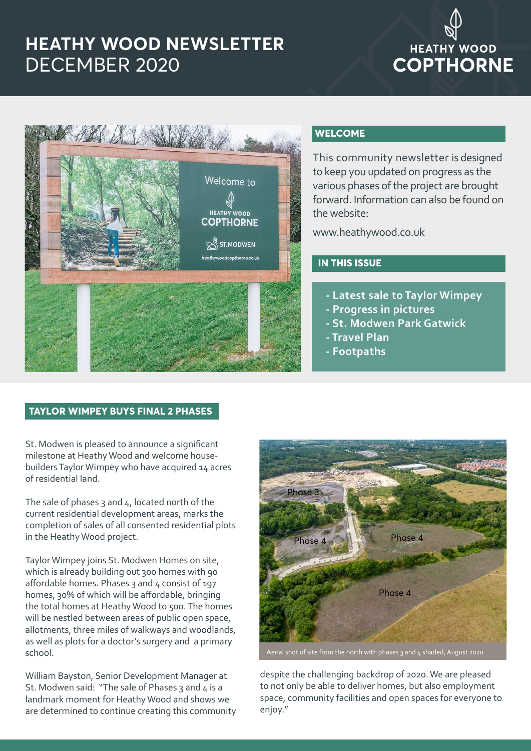# HEATHY WOOD NEWSLETTER
DECEMBER 2020

HEATHY WOOD
COPTHORNE

## WELCOME

This community newsletter is designed to keep you updated on progress as the various phases of the project are brought forward. Information can also be found on the website:

www.heathywood.co.uk

## IN THIS ISSUE

- Latest sale to Taylor Wimpey
- Progress in pictures
- St. Modwen Park Gatwick
- Travel Plan
- Footpaths

## TAYLOR WIMPEY BUYS FINAL 2 PHASES

St. Modwen is pleased to announce a significant milestone at Heathy Wood and welcome house-builders Taylor Wimpey who have acquired 14 acres of residential land.

The sale of phases 3 and 4, located north of the current residential development areas, marks the completion of sales of all consented residential plots in the Heathy Wood project.

Taylor Wimpey joins St. Modwen Homes on site, which is already building out 300 homes with 90 affordable homes. Phases 3 and 4 consist of 197 homes, 30% of which will be affordable, bringing the total homes at Heathy Wood to 500. The homes will be nestled between areas of public open space, allotments, three miles of walkways and woodlands, as well as plots for a doctor's surgery and a primary school.

William Bayston, Senior Development Manager at St. Modwen said: "The sale of Phases 3 and 4 is a landmark moment for Heathy Wood and shows we are determined to continue creating this community despite the challenging backdrop of 2020. We are pleased to not only be able to deliver homes, but also employment space, community facilities and open spaces for everyone to enjoy."

Aerial shot of site from the north with phases 3 and 4 shaded, August 2020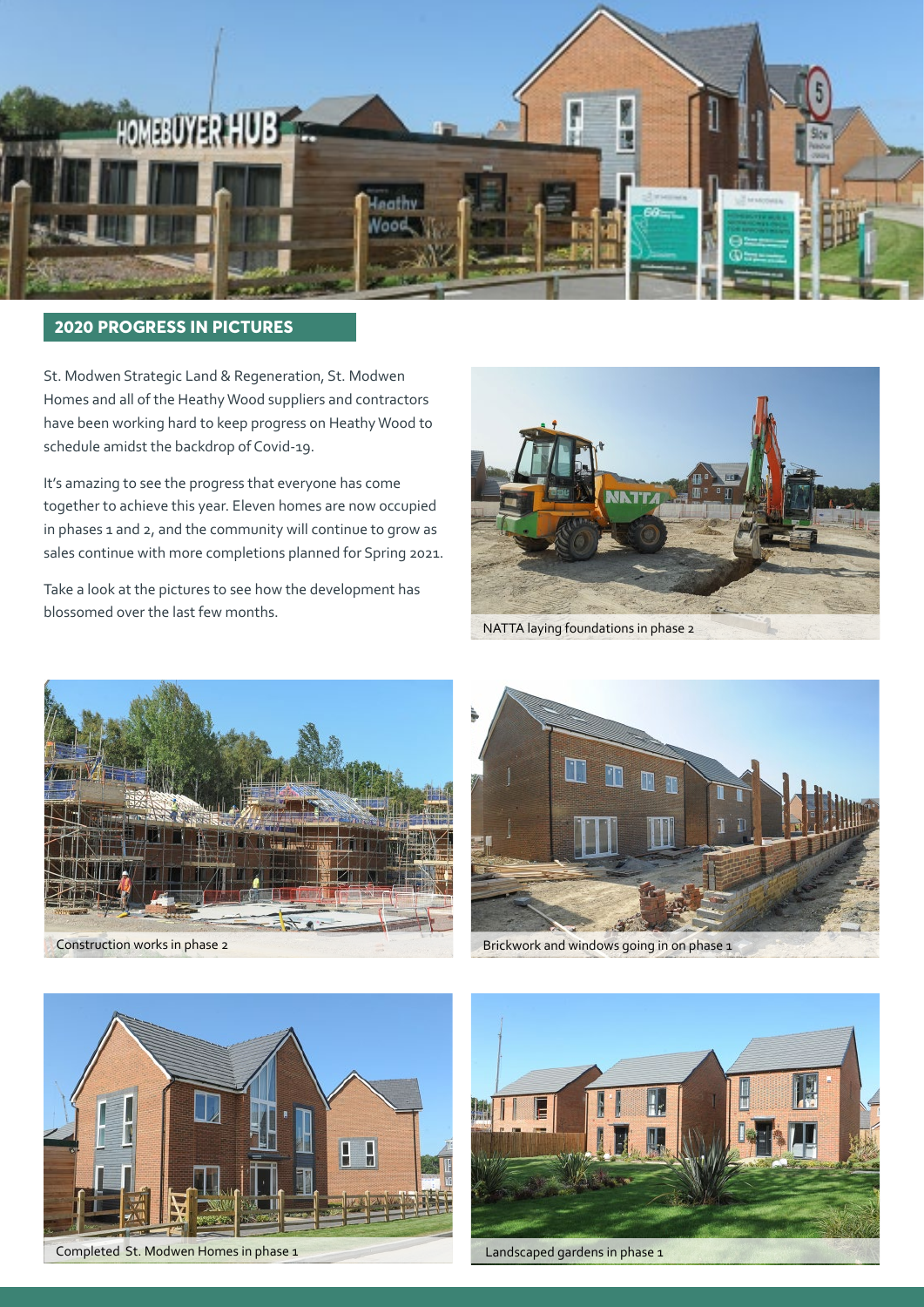## 2020 PROGRESS IN PICTURES

St. Modwen Strategic Land & Regeneration, St. Modwen Homes and all of the Heathy Wood suppliers and contractors have been working hard to keep progress on Heathy Wood to schedule amidst the backdrop of Covid-19.

It's amazing to see the progress that everyone has come together to achieve this year. Eleven homes are now occupied in phases 1 and 2, and the community will continue to grow as sales continue with more completions planned for Spring 2021.

Take a look at the pictures to see how the development has blossomed over the last few months.

NATTA laying foundations in phase 2

Construction works in phase 2

Brickwork and windows going in on phase 1

Completed St. Modwen Homes in phase 1

Landscaped gardens in phase 1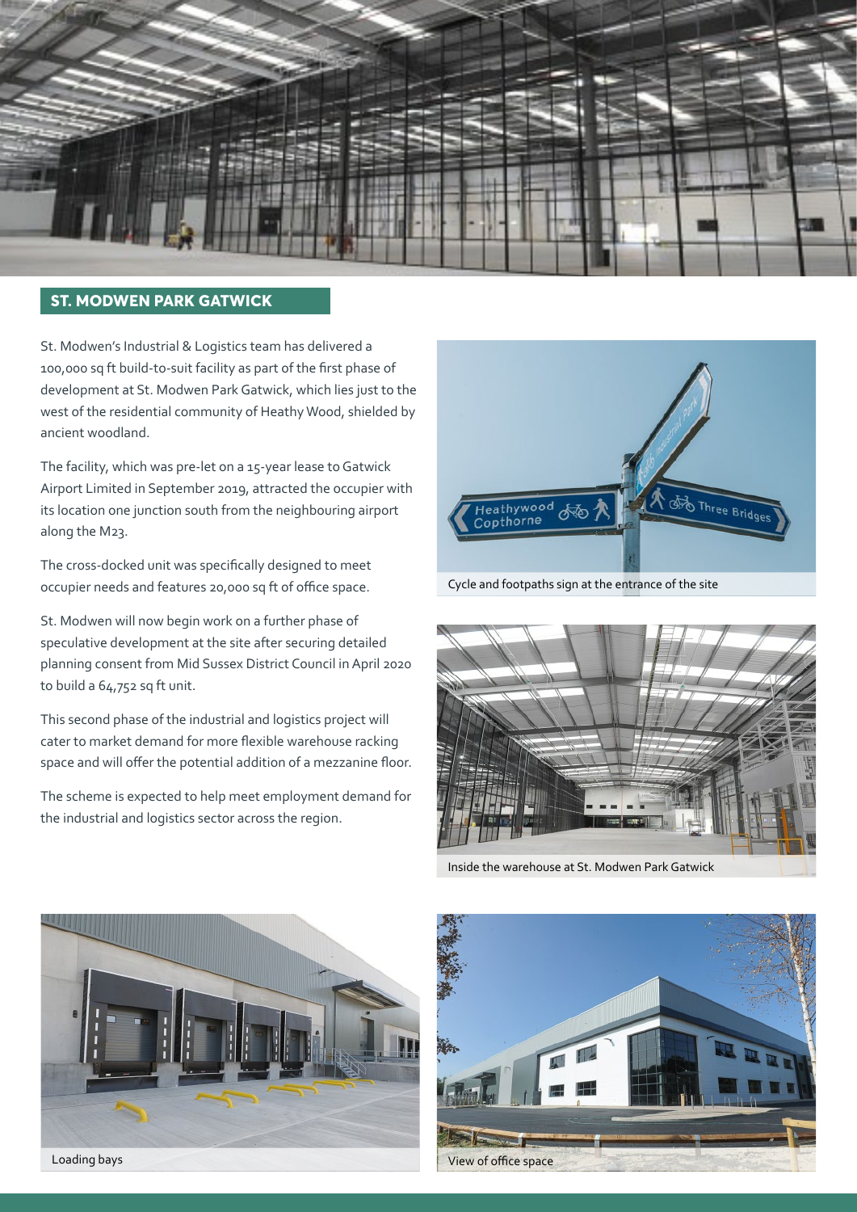## ST. MODWEN PARK GATWICK

St. Modwen's Industrial & Logistics team has delivered a 100,000 sq ft build-to-suit facility as part of the first phase of development at St. Modwen Park Gatwick, which lies just to the west of the residential community of Heathy Wood, shielded by ancient woodland.

The facility, which was pre-let on a 15-year lease to Gatwick Airport Limited in September 2019, attracted the occupier with its location one junction south from the neighbouring airport along the M23.

The cross-docked unit was specifically designed to meet occupier needs and features 20,000 sq ft of office space.

St. Modwen will now begin work on a further phase of speculative development at the site after securing detailed planning consent from Mid Sussex District Council in April 2020 to build a 64,752 sq ft unit.

This second phase of the industrial and logistics project will cater to market demand for more flexible warehouse racking space and will offer the potential addition of a mezzanine floor.

The scheme is expected to help meet employment demand for the industrial and logistics sector across the region.

Cycle and footpaths sign at the entrance of the site

Inside the warehouse at St. Modwen Park Gatwick

Loading bays

View of office space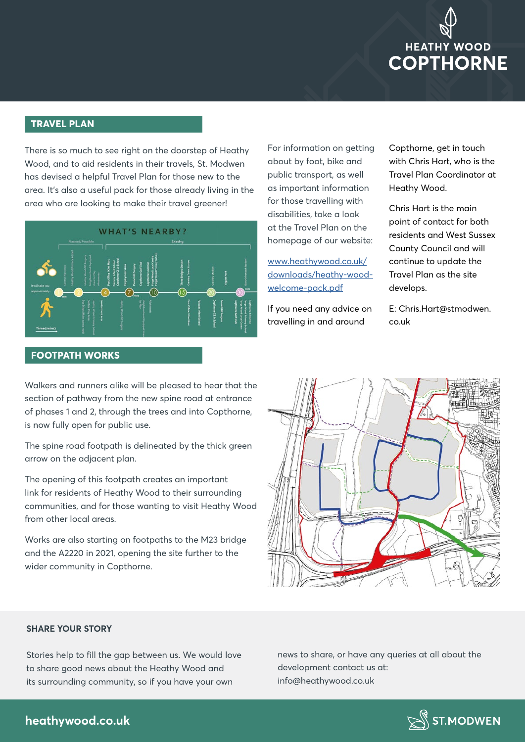HEATHY WOOD
COPTHORNE

## TRAVEL PLAN

There is so much to see right on the doorstep of Heathy Wood, and to aid residents in their travels, St. Modwen has devised a helpful Travel Plan for those new to the area. It's also a useful pack for those already living in the area who are looking to make their travel greener!

For information on getting about by foot, bike and public transport, as well as important information for those travelling with disabilities, take a look at the Travel Plan on the homepage of our website:

www.heathywood.co.uk/downloads/heathy-wood-welcome-pack.pdf

If you need any advice on travelling in and around Copthorne, get in touch with Chris Hart, who is the Travel Plan Coordinator at Heathy Wood.

Chris Hart is the main point of contact for both residents and West Sussex County Council and will continue to update the Travel Plan as the site develops.

E: Chris.Hart@stmodwen.co.uk

## FOOTPATH WORKS

Walkers and runners alike will be pleased to hear that the section of pathway from the new spine road at entrance of phases 1 and 2, through the trees and into Copthorne, is now fully open for public use.

The spine road footpath is delineated by the thick green arrow on the adjacent plan.

The opening of this footpath creates an important link for residents of Heathy Wood to their surrounding communities, and for those wanting to visit Heathy Wood from other local areas.

Works are also starting on footpaths to the M23 bridge and the A2220 in 2021, opening the site further to the wider community in Copthorne.

### SHARE YOUR STORY

Stories help to fill the gap between us. We would love to share good news about the Heathy Wood and its surrounding community, so if you have your own news to share, or have any queries at all about the development contact us at: info@heathywood.co.uk

heathywood.co.uk

ST.MODWEN